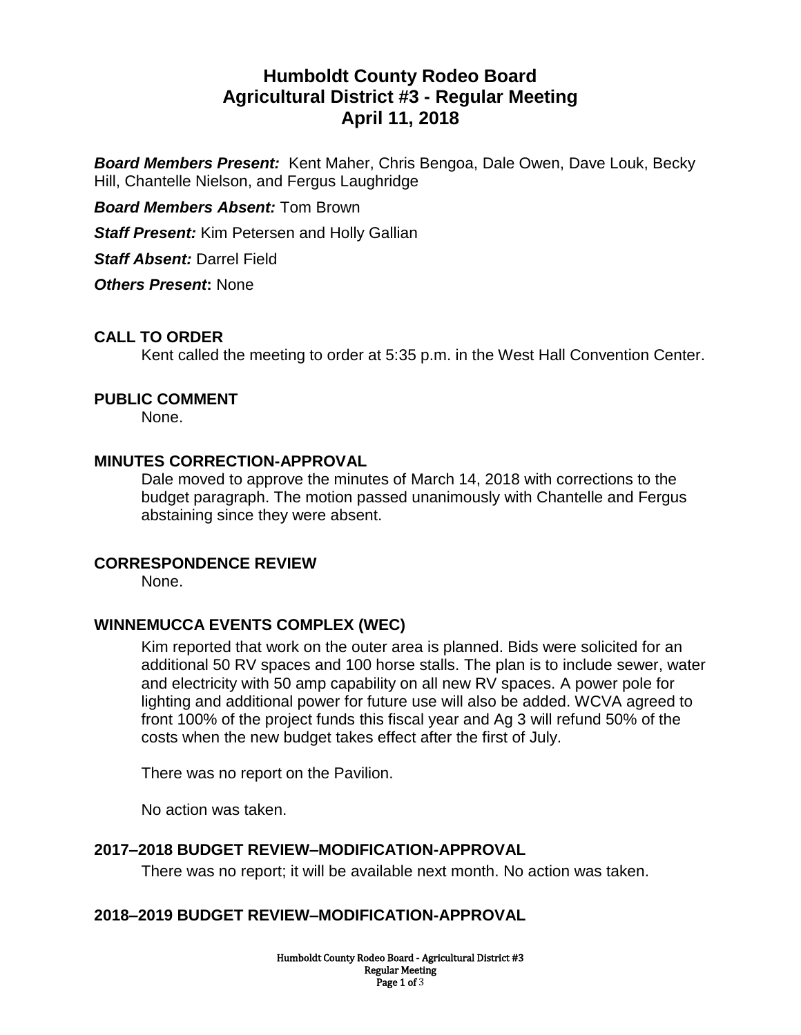# Humboldt County Rodeo Board
# Agricultural District #3 - Regular Meeting
# April 11, 2018

***Board Members Present:*** Kent Maher, Chris Bengoa, Dale Owen, Dave Louk, Becky Hill, Chantelle Nielson, and Fergus Laughridge

***Board Members Absent:*** Tom Brown

***Staff Present:*** Kim Petersen and Holly Gallian

***Staff Absent:*** Darrel Field

***Others Present*****:** None

## CALL TO ORDER

Kent called the meeting to order at 5:35 p.m. in the West Hall Convention Center.

## PUBLIC COMMENT

None.

## MINUTES CORRECTION-APPROVAL

Dale moved to approve the minutes of March 14, 2018 with corrections to the budget paragraph. The motion passed unanimously with Chantelle and Fergus abstaining since they were absent.

## CORRESPONDENCE REVIEW

None.

## WINNEMUCCA EVENTS COMPLEX (WEC)

Kim reported that work on the outer area is planned. Bids were solicited for an additional 50 RV spaces and 100 horse stalls. The plan is to include sewer, water and electricity with 50 amp capability on all new RV spaces. A power pole for lighting and additional power for future use will also be added. WCVA agreed to front 100% of the project funds this fiscal year and Ag 3 will refund 50% of the costs when the new budget takes effect after the first of July.

There was no report on the Pavilion.

No action was taken.

## 2017–2018 BUDGET REVIEW–MODIFICATION-APPROVAL

There was no report; it will be available next month. No action was taken.

## 2018–2019 BUDGET REVIEW–MODIFICATION-APPROVAL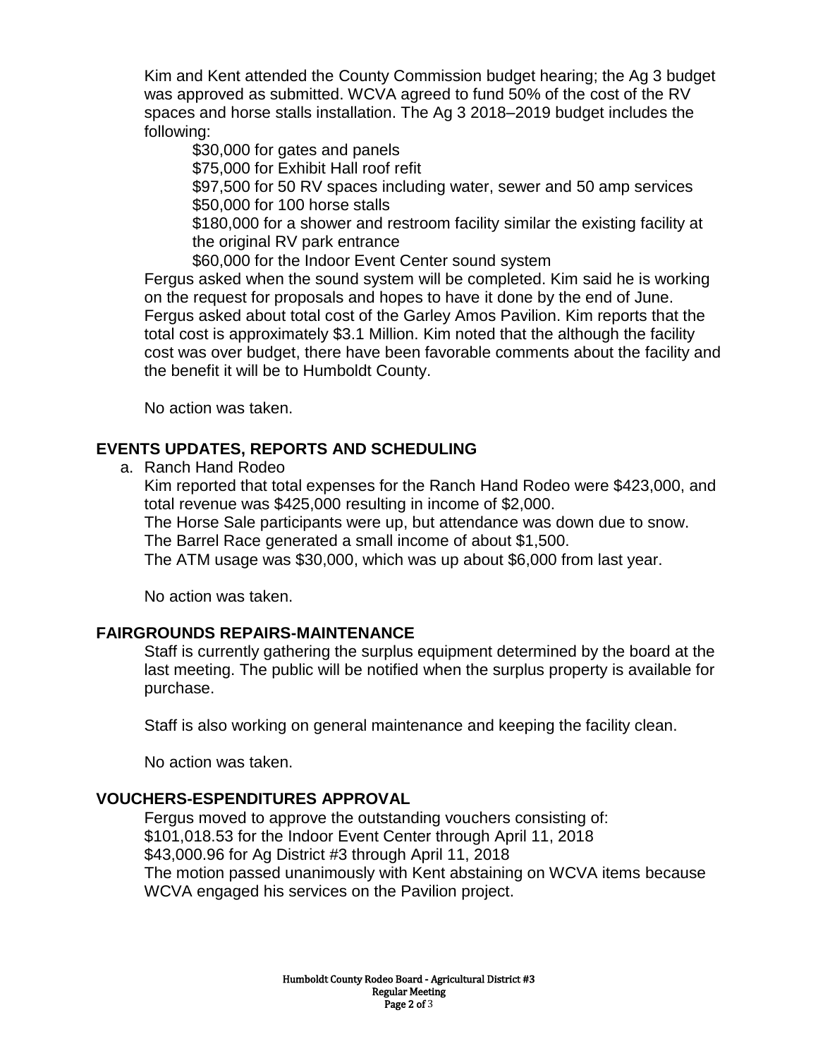Kim and Kent attended the County Commission budget hearing; the Ag 3 budget was approved as submitted. WCVA agreed to fund 50% of the cost of the RV spaces and horse stalls installation. The Ag 3 2018–2019 budget includes the following:

$30,000 for gates and panels
$75,000 for Exhibit Hall roof refit
$97,500 for 50 RV spaces including water, sewer and 50 amp services
$50,000 for 100 horse stalls
$180,000 for a shower and restroom facility similar the existing facility at the original RV park entrance
$60,000 for the Indoor Event Center sound system

Fergus asked when the sound system will be completed. Kim said he is working on the request for proposals and hopes to have it done by the end of June. Fergus asked about total cost of the Garley Amos Pavilion. Kim reports that the total cost is approximately $3.1 Million. Kim noted that the although the facility cost was over budget, there have been favorable comments about the facility and the benefit it will be to Humboldt County.

No action was taken.

## EVENTS UPDATES, REPORTS AND SCHEDULING

a. Ranch Hand Rodeo

Kim reported that total expenses for the Ranch Hand Rodeo were $423,000, and total revenue was $425,000 resulting in income of $2,000.
The Horse Sale participants were up, but attendance was down due to snow.
The Barrel Race generated a small income of about $1,500.
The ATM usage was $30,000, which was up about $6,000 from last year.

No action was taken.

## FAIRGROUNDS REPAIRS-MAINTENANCE

Staff is currently gathering the surplus equipment determined by the board at the last meeting. The public will be notified when the surplus property is available for purchase.

Staff is also working on general maintenance and keeping the facility clean.

No action was taken.

## VOUCHERS-ESPENDITURES APPROVAL

Fergus moved to approve the outstanding vouchers consisting of:
$101,018.53 for the Indoor Event Center through April 11, 2018
$43,000.96 for Ag District #3 through April 11, 2018
The motion passed unanimously with Kent abstaining on WCVA items because WCVA engaged his services on the Pavilion project.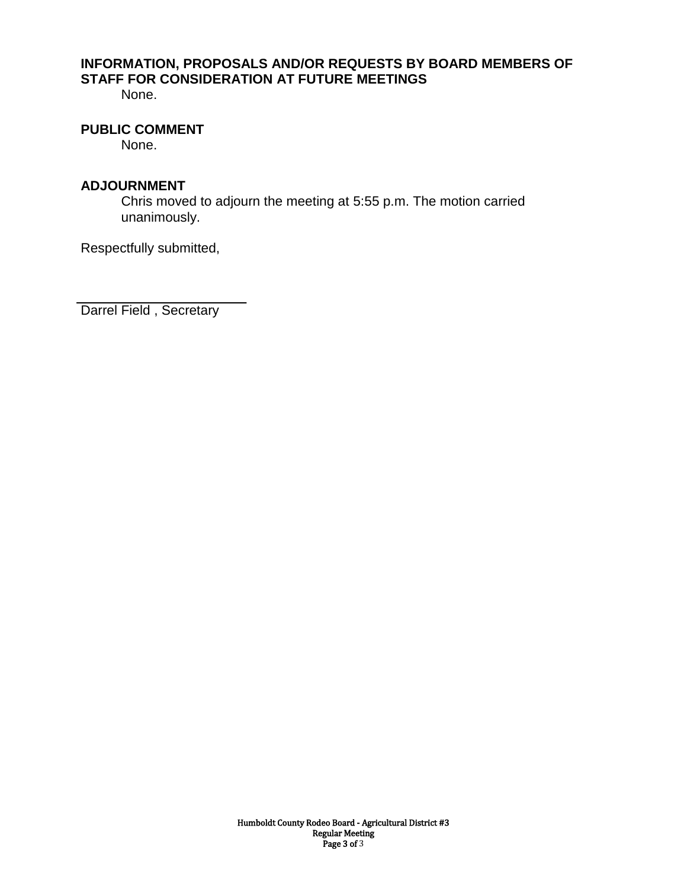**INFORMATION, PROPOSALS AND/OR REQUESTS BY BOARD MEMBERS OF STAFF FOR CONSIDERATION AT FUTURE MEETINGS**

None.

**PUBLIC COMMENT**

None.

**ADJOURNMENT**

Chris moved to adjourn the meeting at 5:55 p.m. The motion carried unanimously.

Respectfully submitted,

\_\_\_\_\_\_\_\_\_\_\_\_\_\_\_\_\_\_\_\_\_\_\_\_

Darrel Field , Secretary